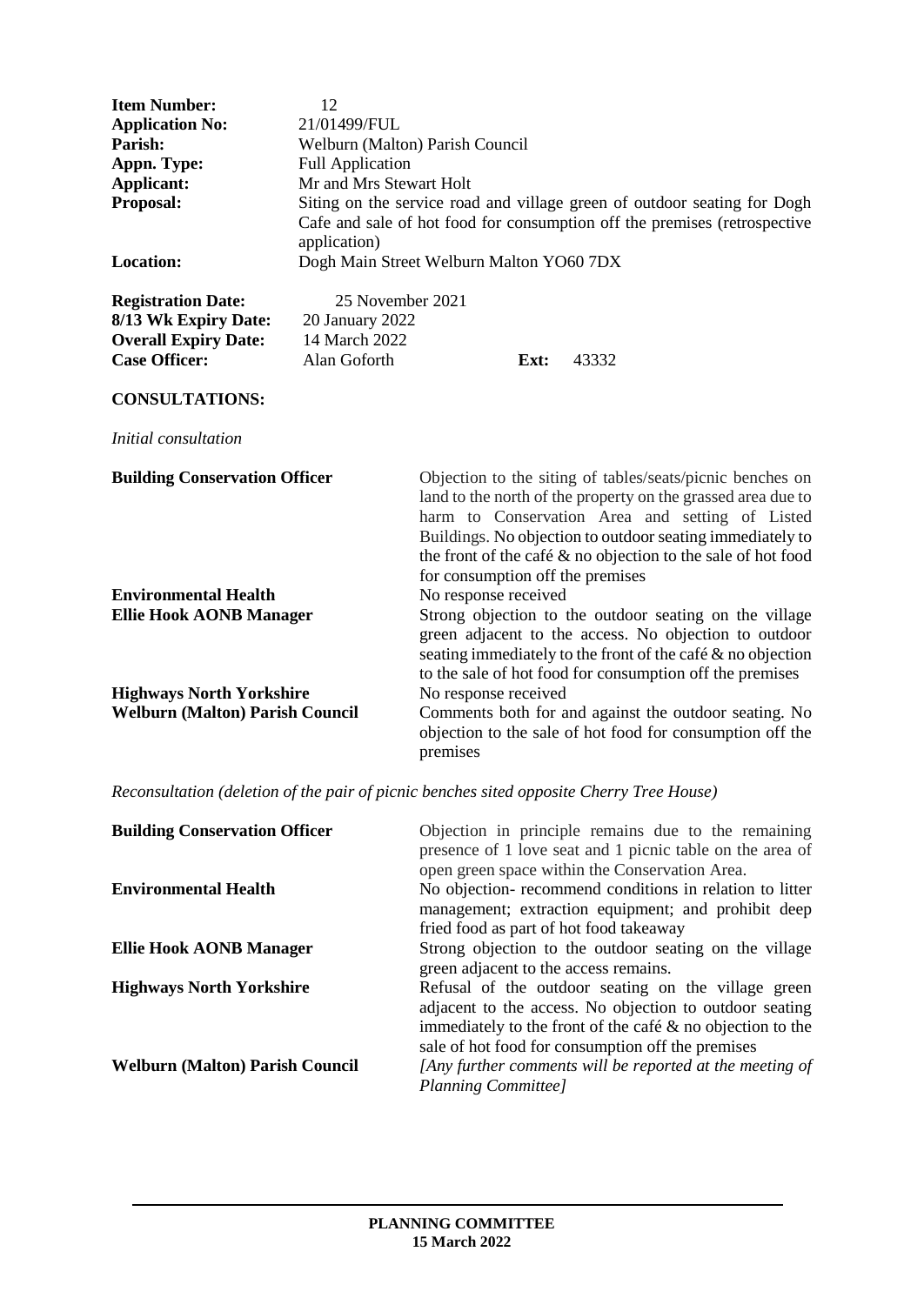| | | | |
|---|---|---|---|
| **Item Number:** | 12 | | |
| **Application No:** | 21/01499/FUL | | |
| **Parish:** | Welburn (Malton) Parish Council | | |
| **Appn. Type:** | Full Application | | |
| **Applicant:** | Mr and Mrs Stewart Holt | | |
| **Proposal:** | Siting on the service road and village green of outdoor seating for Dogh Cafe and sale of hot food for consumption off the premises (retrospective application) | | |
| **Location:** | Dogh Main Street Welburn Malton YO60 7DX | | |
| **Registration Date:** | 25 November 2021 | | |
| **8/13 Wk Expiry Date:** | 20 January 2022 | | |
| **Overall Expiry Date:** | 14 March 2022 | | |
| **Case Officer:** | Alan Goforth | **Ext:** | 43332 |

**CONSULTATIONS:**

*Initial consultation*

| | |
|---|---|
| **Building Conservation Officer** | Objection to the siting of tables/seats/picnic benches on land to the north of the property on the grassed area due to harm to Conservation Area and setting of Listed Buildings. No objection to outdoor seating immediately to the front of the café & no objection to the sale of hot food for consumption off the premises |
| **Environmental Health** | No response received |
| **Ellie Hook AONB Manager** | Strong objection to the outdoor seating on the village green adjacent to the access. No objection to outdoor seating immediately to the front of the café & no objection to the sale of hot food for consumption off the premises |
| **Highways North Yorkshire** | No response received |
| **Welburn (Malton) Parish Council** | Comments both for and against the outdoor seating. No objection to the sale of hot food for consumption off the premises |

*Reconsultation (deletion of the pair of picnic benches sited opposite Cherry Tree House)*

| | |
|---|---|
| **Building Conservation Officer** | Objection in principle remains due to the remaining presence of 1 love seat and 1 picnic table on the area of open green space within the Conservation Area. |
| **Environmental Health** | No objection- recommend conditions in relation to litter management; extraction equipment; and prohibit deep fried food as part of hot food takeaway |
| **Ellie Hook AONB Manager** | Strong objection to the outdoor seating on the village green adjacent to the access remains. |
| **Highways North Yorkshire** | Refusal of the outdoor seating on the village green adjacent to the access. No objection to outdoor seating immediately to the front of the café & no objection to the sale of hot food for consumption off the premises |
| **Welburn (Malton) Parish Council** | *[Any further comments will be reported at the meeting of Planning Committee]* |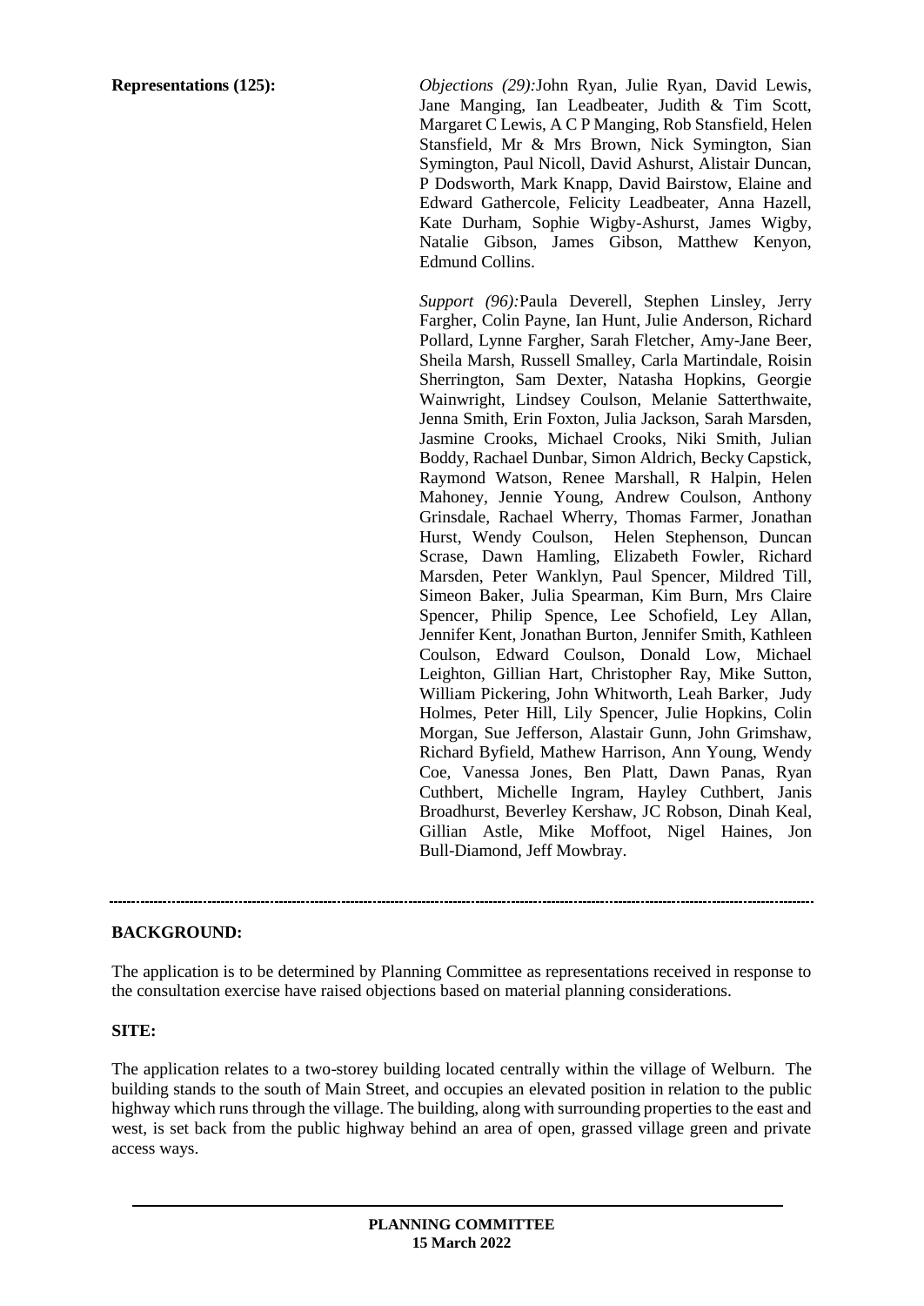**Representations (125):**

*Objections (29):* John Ryan, Julie Ryan, David Lewis, Jane Manging, Ian Leadbeater, Judith & Tim Scott, Margaret C Lewis, A C P Manging, Rob Stansfield, Helen Stansfield, Mr & Mrs Brown, Nick Symington, Sian Symington, Paul Nicoll, David Ashurst, Alistair Duncan, P Dodsworth, Mark Knapp, David Bairstow, Elaine and Edward Gathercole, Felicity Leadbeater, Anna Hazell, Kate Durham, Sophie Wigby-Ashurst, James Wigby, Natalie Gibson, James Gibson, Matthew Kenyon, Edmund Collins.

*Support (96):* Paula Deverell, Stephen Linsley, Jerry Fargher, Colin Payne, Ian Hunt, Julie Anderson, Richard Pollard, Lynne Fargher, Sarah Fletcher, Amy-Jane Beer, Sheila Marsh, Russell Smalley, Carla Martindale, Roisin Sherrington, Sam Dexter, Natasha Hopkins, Georgie Wainwright, Lindsey Coulson, Melanie Satterthwaite, Jenna Smith, Erin Foxton, Julia Jackson, Sarah Marsden, Jasmine Crooks, Michael Crooks, Niki Smith, Julian Boddy, Rachael Dunbar, Simon Aldrich, Becky Capstick, Raymond Watson, Renee Marshall, R Halpin, Helen Mahoney, Jennie Young, Andrew Coulson, Anthony Grinsdale, Rachael Wherry, Thomas Farmer, Jonathan Hurst, Wendy Coulson, Helen Stephenson, Duncan Scrase, Dawn Hamling, Elizabeth Fowler, Richard Marsden, Peter Wanklyn, Paul Spencer, Mildred Till, Simeon Baker, Julia Spearman, Kim Burn, Mrs Claire Spencer, Philip Spence, Lee Schofield, Ley Allan, Jennifer Kent, Jonathan Burton, Jennifer Smith, Kathleen Coulson, Edward Coulson, Donald Low, Michael Leighton, Gillian Hart, Christopher Ray, Mike Sutton, William Pickering, John Whitworth, Leah Barker, Judy Holmes, Peter Hill, Lily Spencer, Julie Hopkins, Colin Morgan, Sue Jefferson, Alastair Gunn, John Grimshaw, Richard Byfield, Mathew Harrison, Ann Young, Wendy Coe, Vanessa Jones, Ben Platt, Dawn Panas, Ryan Cuthbert, Michelle Ingram, Hayley Cuthbert, Janis Broadhurst, Beverley Kershaw, JC Robson, Dinah Keal, Gillian Astle, Mike Moffoot, Nigel Haines, Jon Bull-Diamond, Jeff Mowbray.

---

**BACKGROUND:**

The application is to be determined by Planning Committee as representations received in response to the consultation exercise have raised objections based on material planning considerations.

**SITE:**

The application relates to a two-storey building located centrally within the village of Welburn. The building stands to the south of Main Street, and occupies an elevated position in relation to the public highway which runs through the village. The building, along with surrounding properties to the east and west, is set back from the public highway behind an area of open, grassed village green and private access ways.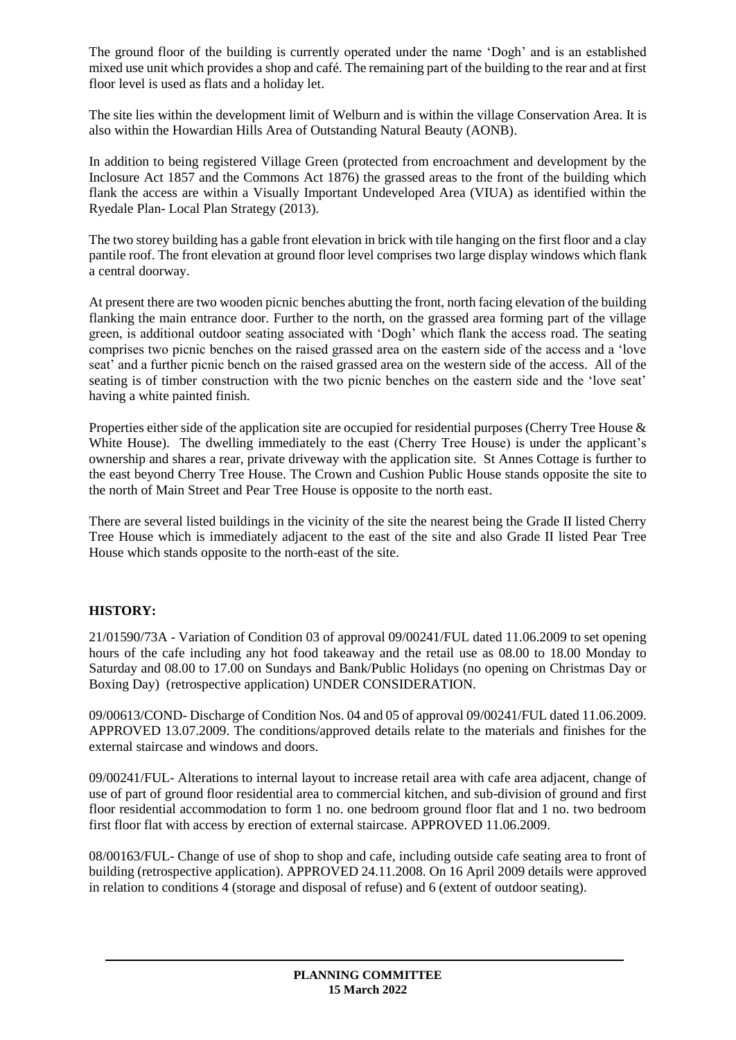The ground floor of the building is currently operated under the name 'Dogh' and is an established mixed use unit which provides a shop and café. The remaining part of the building to the rear and at first floor level is used as flats and a holiday let.

The site lies within the development limit of Welburn and is within the village Conservation Area. It is also within the Howardian Hills Area of Outstanding Natural Beauty (AONB).

In addition to being registered Village Green (protected from encroachment and development by the Inclosure Act 1857 and the Commons Act 1876) the grassed areas to the front of the building which flank the access are within a Visually Important Undeveloped Area (VIUA) as identified within the Ryedale Plan- Local Plan Strategy (2013).

The two storey building has a gable front elevation in brick with tile hanging on the first floor and a clay pantile roof. The front elevation at ground floor level comprises two large display windows which flank a central doorway.

At present there are two wooden picnic benches abutting the front, north facing elevation of the building flanking the main entrance door. Further to the north, on the grassed area forming part of the village green, is additional outdoor seating associated with 'Dogh' which flank the access road. The seating comprises two picnic benches on the raised grassed area on the eastern side of the access and a 'love seat' and a further picnic bench on the raised grassed area on the western side of the access. All of the seating is of timber construction with the two picnic benches on the eastern side and the 'love seat' having a white painted finish.

Properties either side of the application site are occupied for residential purposes (Cherry Tree House & White House). The dwelling immediately to the east (Cherry Tree House) is under the applicant's ownership and shares a rear, private driveway with the application site. St Annes Cottage is further to the east beyond Cherry Tree House. The Crown and Cushion Public House stands opposite the site to the north of Main Street and Pear Tree House is opposite to the north east.

There are several listed buildings in the vicinity of the site the nearest being the Grade II listed Cherry Tree House which is immediately adjacent to the east of the site and also Grade II listed Pear Tree House which stands opposite to the north-east of the site.

## HISTORY:

21/01590/73A - Variation of Condition 03 of approval 09/00241/FUL dated 11.06.2009 to set opening hours of the cafe including any hot food takeaway and the retail use as 08.00 to 18.00 Monday to Saturday and 08.00 to 17.00 on Sundays and Bank/Public Holidays (no opening on Christmas Day or Boxing Day) (retrospective application) UNDER CONSIDERATION.

09/00613/COND- Discharge of Condition Nos. 04 and 05 of approval 09/00241/FUL dated 11.06.2009. APPROVED 13.07.2009. The conditions/approved details relate to the materials and finishes for the external staircase and windows and doors.

09/00241/FUL- Alterations to internal layout to increase retail area with cafe area adjacent, change of use of part of ground floor residential area to commercial kitchen, and sub-division of ground and first floor residential accommodation to form 1 no. one bedroom ground floor flat and 1 no. two bedroom first floor flat with access by erection of external staircase. APPROVED 11.06.2009.

08/00163/FUL- Change of use of shop to shop and cafe, including outside cafe seating area to front of building (retrospective application). APPROVED 24.11.2008. On 16 April 2009 details were approved in relation to conditions 4 (storage and disposal of refuse) and 6 (extent of outdoor seating).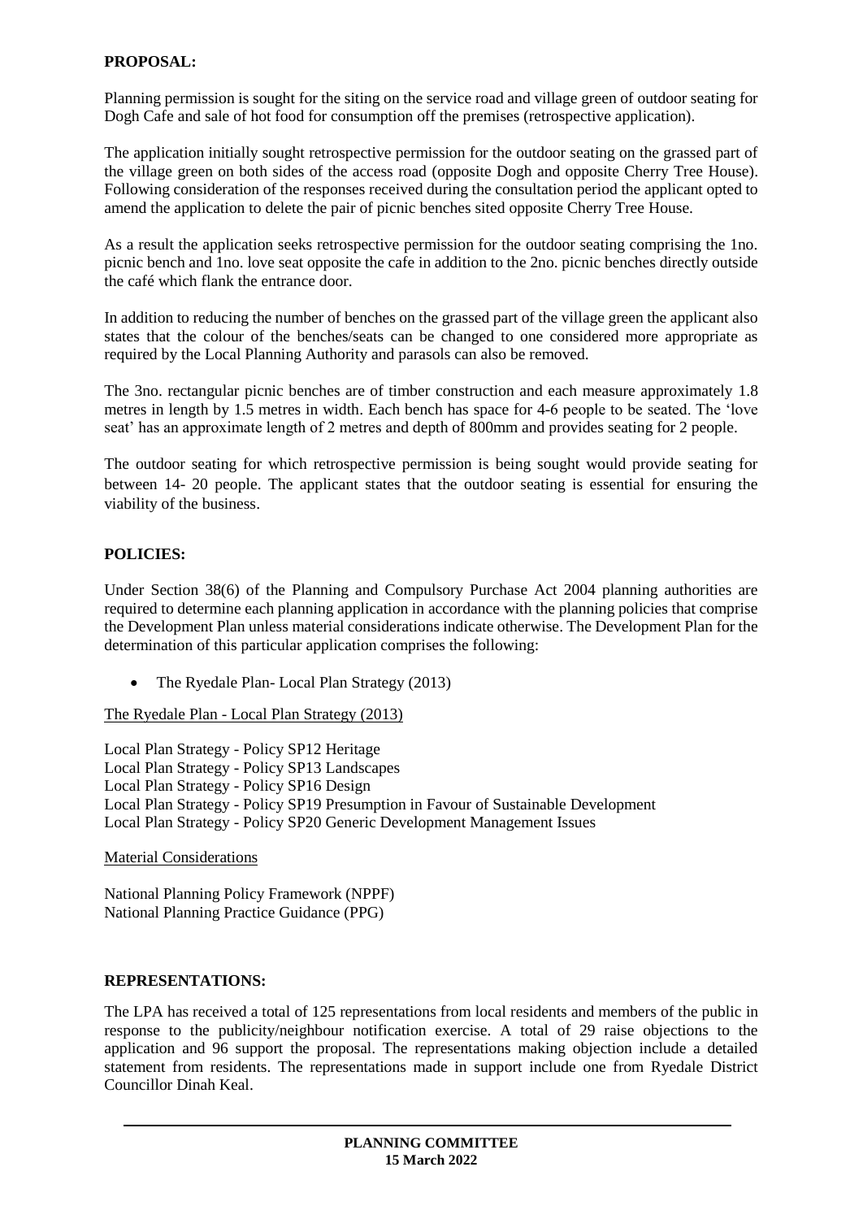**PROPOSAL:**

Planning permission is sought for the siting on the service road and village green of outdoor seating for Dogh Cafe and sale of hot food for consumption off the premises (retrospective application).

The application initially sought retrospective permission for the outdoor seating on the grassed part of the village green on both sides of the access road (opposite Dogh and opposite Cherry Tree House). Following consideration of the responses received during the consultation period the applicant opted to amend the application to delete the pair of picnic benches sited opposite Cherry Tree House.

As a result the application seeks retrospective permission for the outdoor seating comprising the 1no. picnic bench and 1no. love seat opposite the cafe in addition to the 2no. picnic benches directly outside the café which flank the entrance door.

In addition to reducing the number of benches on the grassed part of the village green the applicant also states that the colour of the benches/seats can be changed to one considered more appropriate as required by the Local Planning Authority and parasols can also be removed.

The 3no. rectangular picnic benches are of timber construction and each measure approximately 1.8 metres in length by 1.5 metres in width. Each bench has space for 4-6 people to be seated. The 'love seat' has an approximate length of 2 metres and depth of 800mm and provides seating for 2 people.

The outdoor seating for which retrospective permission is being sought would provide seating for between 14- 20 people. The applicant states that the outdoor seating is essential for ensuring the viability of the business.

**POLICIES:**

Under Section 38(6) of the Planning and Compulsory Purchase Act 2004 planning authorities are required to determine each planning application in accordance with the planning policies that comprise the Development Plan unless material considerations indicate otherwise. The Development Plan for the determination of this particular application comprises the following:

- The Ryedale Plan- Local Plan Strategy (2013)

The Ryedale Plan - Local Plan Strategy (2013)

Local Plan Strategy - Policy SP12 Heritage
Local Plan Strategy - Policy SP13 Landscapes
Local Plan Strategy - Policy SP16 Design
Local Plan Strategy - Policy SP19 Presumption in Favour of Sustainable Development
Local Plan Strategy - Policy SP20 Generic Development Management Issues

Material Considerations

National Planning Policy Framework (NPPF)
National Planning Practice Guidance (PPG)

**REPRESENTATIONS:**

The LPA has received a total of 125 representations from local residents and members of the public in response to the publicity/neighbour notification exercise. A total of 29 raise objections to the application and 96 support the proposal. The representations making objection include a detailed statement from residents. The representations made in support include one from Ryedale District Councillor Dinah Keal.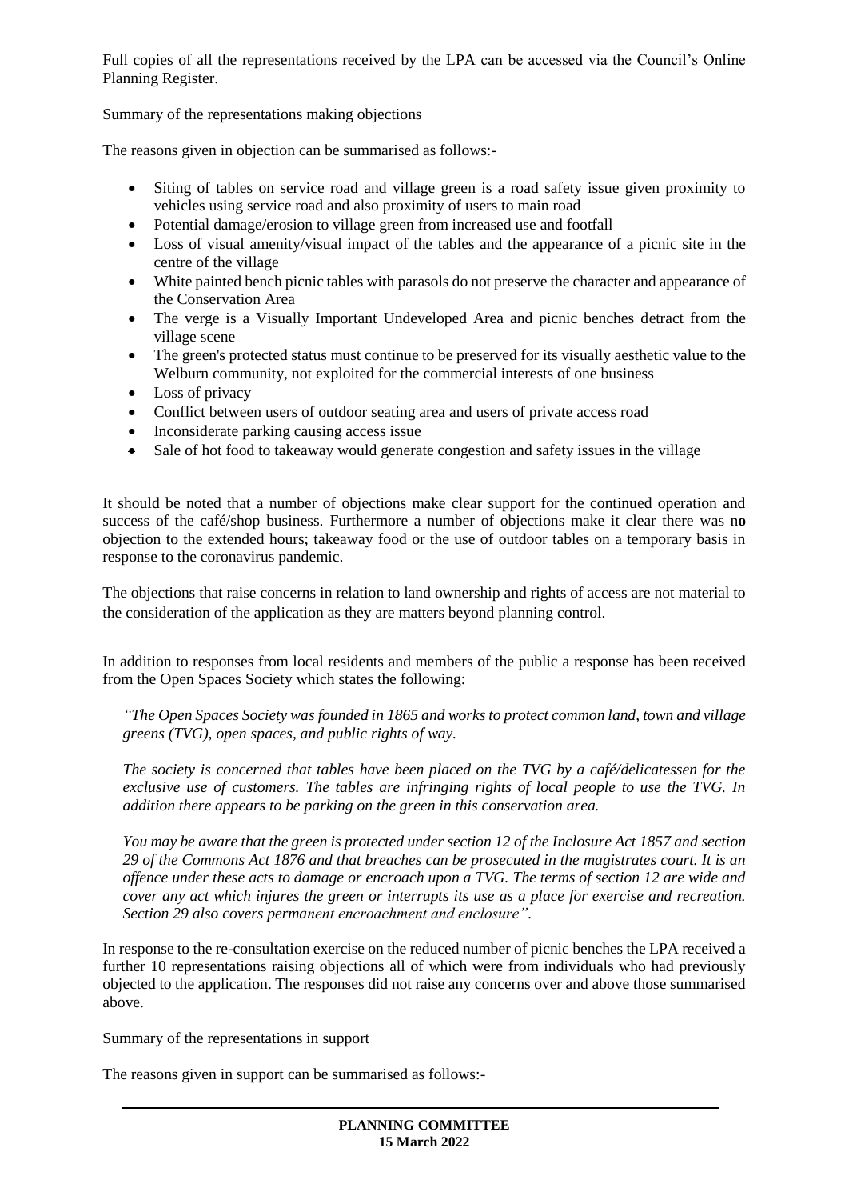Full copies of all the representations received by the LPA can be accessed via the Council's Online Planning Register.

Summary of the representations making objections

The reasons given in objection can be summarised as follows:-

- Siting of tables on service road and village green is a road safety issue given proximity to vehicles using service road and also proximity of users to main road
- Potential damage/erosion to village green from increased use and footfall
- Loss of visual amenity/visual impact of the tables and the appearance of a picnic site in the centre of the village
- White painted bench picnic tables with parasols do not preserve the character and appearance of the Conservation Area
- The verge is a Visually Important Undeveloped Area and picnic benches detract from the village scene
- The green's protected status must continue to be preserved for its visually aesthetic value to the Welburn community, not exploited for the commercial interests of one business
- Loss of privacy
- Conflict between users of outdoor seating area and users of private access road
- Inconsiderate parking causing access issue
- Sale of hot food to takeaway would generate congestion and safety issues in the village

It should be noted that a number of objections make clear support for the continued operation and success of the café/shop business. Furthermore a number of objections make it clear there was n**o** objection to the extended hours; takeaway food or the use of outdoor tables on a temporary basis in response to the coronavirus pandemic.

The objections that raise concerns in relation to land ownership and rights of access are not material to the consideration of the application as they are matters beyond planning control.

In addition to responses from local residents and members of the public a response has been received from the Open Spaces Society which states the following:

*"The Open Spaces Society was founded in 1865 and works to protect common land, town and village greens (TVG), open spaces, and public rights of way.*

*The society is concerned that tables have been placed on the TVG by a café/delicatessen for the exclusive use of customers. The tables are infringing rights of local people to use the TVG. In addition there appears to be parking on the green in this conservation area.*

*You may be aware that the green is protected under section 12 of the Inclosure Act 1857 and section 29 of the Commons Act 1876 and that breaches can be prosecuted in the magistrates court. It is an offence under these acts to damage or encroach upon a TVG. The terms of section 12 are wide and cover any act which injures the green or interrupts its use as a place for exercise and recreation. Section 29 also covers permanent encroachment and enclosure".*

In response to the re-consultation exercise on the reduced number of picnic benches the LPA received a further 10 representations raising objections all of which were from individuals who had previously objected to the application. The responses did not raise any concerns over and above those summarised above.

Summary of the representations in support

The reasons given in support can be summarised as follows:-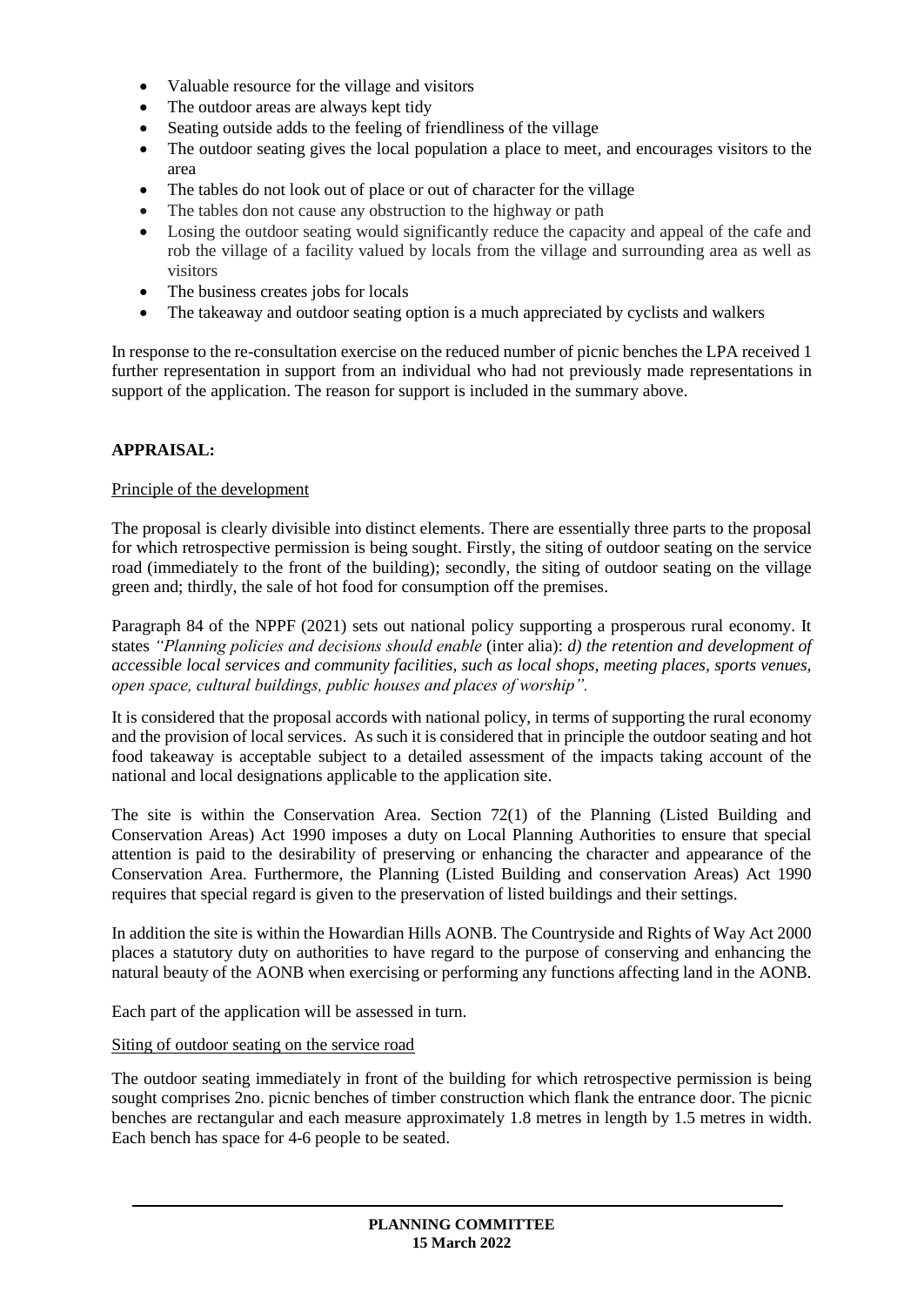- Valuable resource for the village and visitors
- The outdoor areas are always kept tidy
- Seating outside adds to the feeling of friendliness of the village
- The outdoor seating gives the local population a place to meet, and encourages visitors to the area
- The tables do not look out of place or out of character for the village
- The tables don not cause any obstruction to the highway or path
- Losing the outdoor seating would significantly reduce the capacity and appeal of the cafe and rob the village of a facility valued by locals from the village and surrounding area as well as visitors
- The business creates jobs for locals
- The takeaway and outdoor seating option is a much appreciated by cyclists and walkers

In response to the re-consultation exercise on the reduced number of picnic benches the LPA received 1 further representation in support from an individual who had not previously made representations in support of the application. The reason for support is included in the summary above.

## APPRAISAL:

Principle of the development

The proposal is clearly divisible into distinct elements. There are essentially three parts to the proposal for which retrospective permission is being sought. Firstly, the siting of outdoor seating on the service road (immediately to the front of the building); secondly, the siting of outdoor seating on the village green and; thirdly, the sale of hot food for consumption off the premises.

Paragraph 84 of the NPPF (2021) sets out national policy supporting a prosperous rural economy. It states *"Planning policies and decisions should enable* (inter alia): *d) the retention and development of accessible local services and community facilities, such as local shops, meeting places, sports venues, open space, cultural buildings, public houses and places of worship".*

It is considered that the proposal accords with national policy, in terms of supporting the rural economy and the provision of local services. As such it is considered that in principle the outdoor seating and hot food takeaway is acceptable subject to a detailed assessment of the impacts taking account of the national and local designations applicable to the application site.

The site is within the Conservation Area. Section 72(1) of the Planning (Listed Building and Conservation Areas) Act 1990 imposes a duty on Local Planning Authorities to ensure that special attention is paid to the desirability of preserving or enhancing the character and appearance of the Conservation Area. Furthermore, the Planning (Listed Building and conservation Areas) Act 1990 requires that special regard is given to the preservation of listed buildings and their settings.

In addition the site is within the Howardian Hills AONB. The Countryside and Rights of Way Act 2000 places a statutory duty on authorities to have regard to the purpose of conserving and enhancing the natural beauty of the AONB when exercising or performing any functions affecting land in the AONB.

Each part of the application will be assessed in turn.

Siting of outdoor seating on the service road

The outdoor seating immediately in front of the building for which retrospective permission is being sought comprises 2no. picnic benches of timber construction which flank the entrance door. The picnic benches are rectangular and each measure approximately 1.8 metres in length by 1.5 metres in width. Each bench has space for 4-6 people to be seated.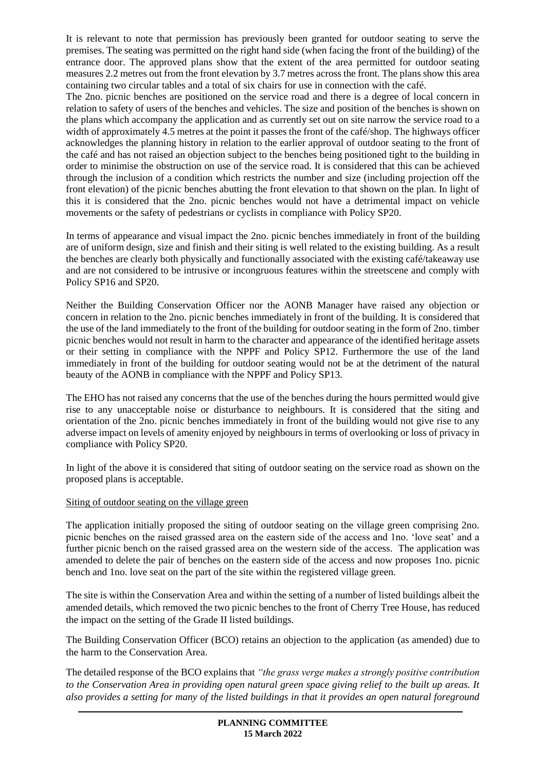It is relevant to note that permission has previously been granted for outdoor seating to serve the premises. The seating was permitted on the right hand side (when facing the front of the building) of the entrance door. The approved plans show that the extent of the area permitted for outdoor seating measures 2.2 metres out from the front elevation by 3.7 metres across the front. The plans show this area containing two circular tables and a total of six chairs for use in connection with the café.

The 2no. picnic benches are positioned on the service road and there is a degree of local concern in relation to safety of users of the benches and vehicles. The size and position of the benches is shown on the plans which accompany the application and as currently set out on site narrow the service road to a width of approximately 4.5 metres at the point it passes the front of the café/shop. The highways officer acknowledges the planning history in relation to the earlier approval of outdoor seating to the front of the café and has not raised an objection subject to the benches being positioned tight to the building in order to minimise the obstruction on use of the service road. It is considered that this can be achieved through the inclusion of a condition which restricts the number and size (including projection off the front elevation) of the picnic benches abutting the front elevation to that shown on the plan. In light of this it is considered that the 2no. picnic benches would not have a detrimental impact on vehicle movements or the safety of pedestrians or cyclists in compliance with Policy SP20.

In terms of appearance and visual impact the 2no. picnic benches immediately in front of the building are of uniform design, size and finish and their siting is well related to the existing building. As a result the benches are clearly both physically and functionally associated with the existing café/takeaway use and are not considered to be intrusive or incongruous features within the streetscene and comply with Policy SP16 and SP20.

Neither the Building Conservation Officer nor the AONB Manager have raised any objection or concern in relation to the 2no. picnic benches immediately in front of the building. It is considered that the use of the land immediately to the front of the building for outdoor seating in the form of 2no. timber picnic benches would not result in harm to the character and appearance of the identified heritage assets or their setting in compliance with the NPPF and Policy SP12. Furthermore the use of the land immediately in front of the building for outdoor seating would not be at the detriment of the natural beauty of the AONB in compliance with the NPPF and Policy SP13.

The EHO has not raised any concerns that the use of the benches during the hours permitted would give rise to any unacceptable noise or disturbance to neighbours. It is considered that the siting and orientation of the 2no. picnic benches immediately in front of the building would not give rise to any adverse impact on levels of amenity enjoyed by neighbours in terms of overlooking or loss of privacy in compliance with Policy SP20.

In light of the above it is considered that siting of outdoor seating on the service road as shown on the proposed plans is acceptable.

Siting of outdoor seating on the village green

The application initially proposed the siting of outdoor seating on the village green comprising 2no. picnic benches on the raised grassed area on the eastern side of the access and 1no. 'love seat' and a further picnic bench on the raised grassed area on the western side of the access. The application was amended to delete the pair of benches on the eastern side of the access and now proposes 1no. picnic bench and 1no. love seat on the part of the site within the registered village green.

The site is within the Conservation Area and within the setting of a number of listed buildings albeit the amended details, which removed the two picnic benches to the front of Cherry Tree House, has reduced the impact on the setting of the Grade II listed buildings.

The Building Conservation Officer (BCO) retains an objection to the application (as amended) due to the harm to the Conservation Area.

The detailed response of the BCO explains that *"the grass verge makes a strongly positive contribution to the Conservation Area in providing open natural green space giving relief to the built up areas. It also provides a setting for many of the listed buildings in that it provides an open natural foreground*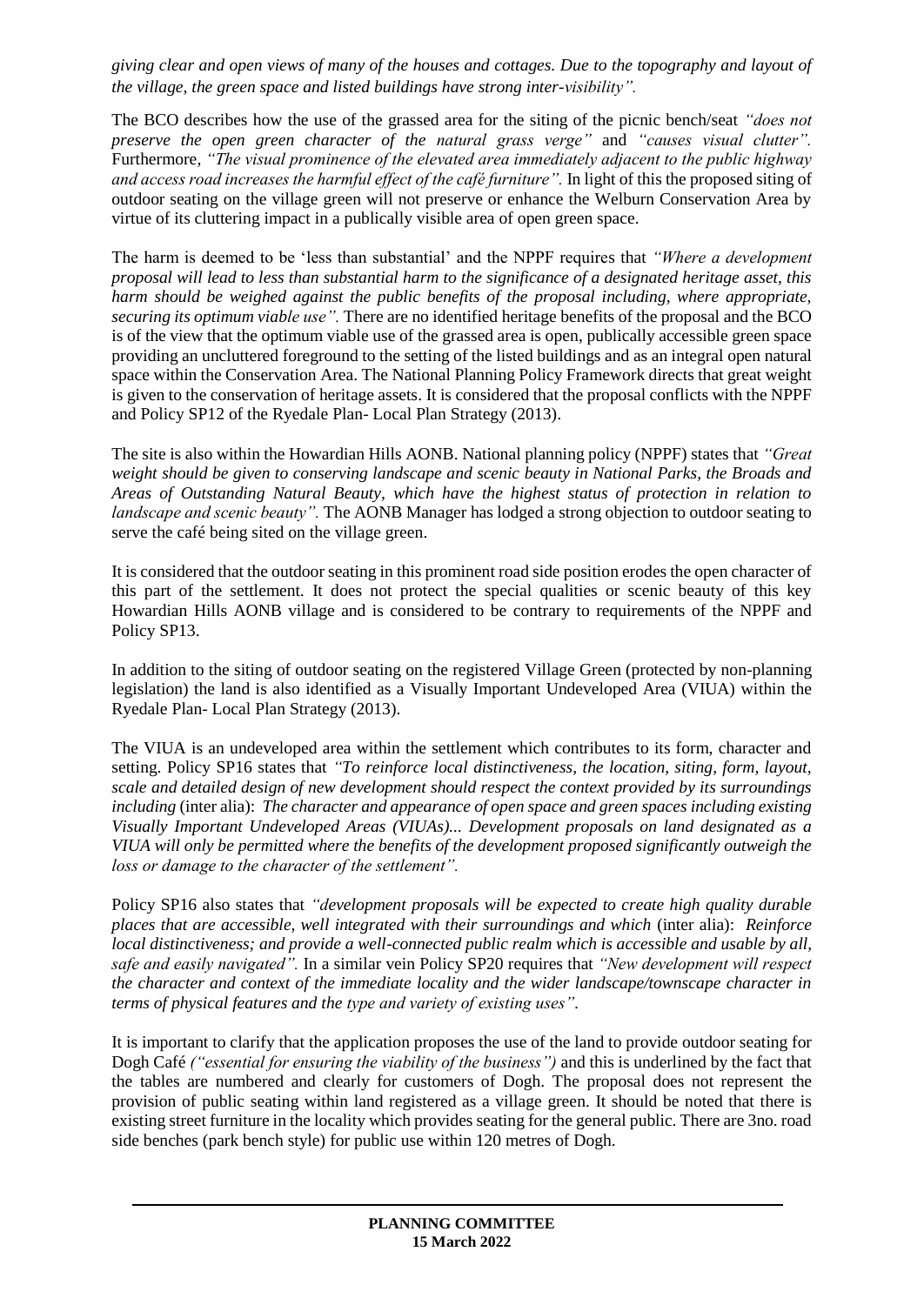*giving clear and open views of many of the houses and cottages. Due to the topography and layout of the village, the green space and listed buildings have strong inter-visibility".*

The BCO describes how the use of the grassed area for the siting of the picnic bench/seat *"does not preserve the open green character of the natural grass verge"* and *"causes visual clutter".* Furthermore, *"The visual prominence of the elevated area immediately adjacent to the public highway and access road increases the harmful effect of the café furniture".* In light of this the proposed siting of outdoor seating on the village green will not preserve or enhance the Welburn Conservation Area by virtue of its cluttering impact in a publically visible area of open green space.

The harm is deemed to be 'less than substantial' and the NPPF requires that *"Where a development proposal will lead to less than substantial harm to the significance of a designated heritage asset, this harm should be weighed against the public benefits of the proposal including, where appropriate, securing its optimum viable use".* There are no identified heritage benefits of the proposal and the BCO is of the view that the optimum viable use of the grassed area is open, publically accessible green space providing an uncluttered foreground to the setting of the listed buildings and as an integral open natural space within the Conservation Area. The National Planning Policy Framework directs that great weight is given to the conservation of heritage assets. It is considered that the proposal conflicts with the NPPF and Policy SP12 of the Ryedale Plan- Local Plan Strategy (2013).

The site is also within the Howardian Hills AONB. National planning policy (NPPF) states that *"Great weight should be given to conserving landscape and scenic beauty in National Parks, the Broads and Areas of Outstanding Natural Beauty, which have the highest status of protection in relation to landscape and scenic beauty".* The AONB Manager has lodged a strong objection to outdoor seating to serve the café being sited on the village green.

It is considered that the outdoor seating in this prominent road side position erodes the open character of this part of the settlement. It does not protect the special qualities or scenic beauty of this key Howardian Hills AONB village and is considered to be contrary to requirements of the NPPF and Policy SP13.

In addition to the siting of outdoor seating on the registered Village Green (protected by non-planning legislation) the land is also identified as a Visually Important Undeveloped Area (VIUA) within the Ryedale Plan- Local Plan Strategy (2013).

The VIUA is an undeveloped area within the settlement which contributes to its form, character and setting. Policy SP16 states that *"To reinforce local distinctiveness, the location, siting, form, layout, scale and detailed design of new development should respect the context provided by its surroundings including* (inter alia): *The character and appearance of open space and green spaces including existing Visually Important Undeveloped Areas (VIUAs)... Development proposals on land designated as a VIUA will only be permitted where the benefits of the development proposed significantly outweigh the loss or damage to the character of the settlement".*

Policy SP16 also states that *"development proposals will be expected to create high quality durable places that are accessible, well integrated with their surroundings and which* (inter alia): *Reinforce local distinctiveness; and provide a well-connected public realm which is accessible and usable by all, safe and easily navigated".* In a similar vein Policy SP20 requires that *"New development will respect the character and context of the immediate locality and the wider landscape/townscape character in terms of physical features and the type and variety of existing uses".*

It is important to clarify that the application proposes the use of the land to provide outdoor seating for Dogh Café *("essential for ensuring the viability of the business")* and this is underlined by the fact that the tables are numbered and clearly for customers of Dogh. The proposal does not represent the provision of public seating within land registered as a village green. It should be noted that there is existing street furniture in the locality which provides seating for the general public. There are 3no. road side benches (park bench style) for public use within 120 metres of Dogh.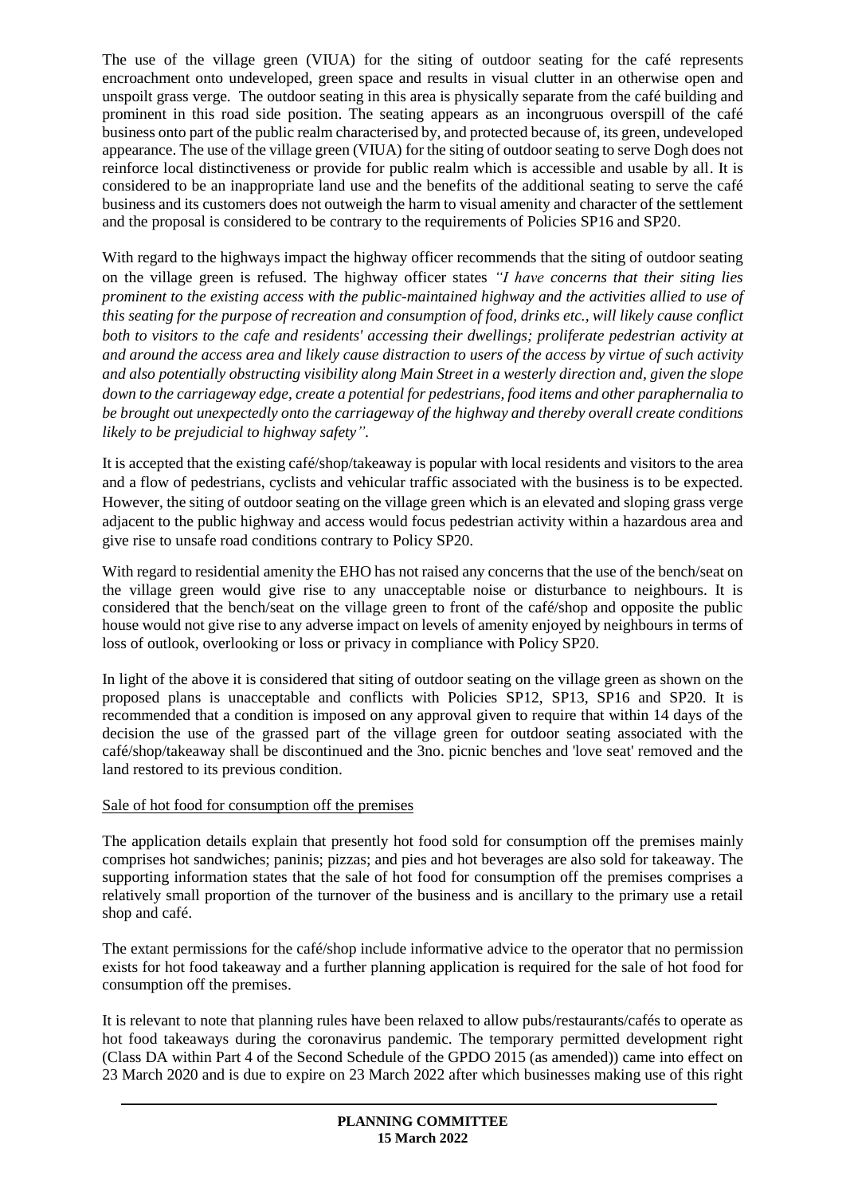The use of the village green (VIUA) for the siting of outdoor seating for the café represents encroachment onto undeveloped, green space and results in visual clutter in an otherwise open and unspoilt grass verge. The outdoor seating in this area is physically separate from the café building and prominent in this road side position. The seating appears as an incongruous overspill of the café business onto part of the public realm characterised by, and protected because of, its green, undeveloped appearance. The use of the village green (VIUA) for the siting of outdoor seating to serve Dogh does not reinforce local distinctiveness or provide for public realm which is accessible and usable by all. It is considered to be an inappropriate land use and the benefits of the additional seating to serve the café business and its customers does not outweigh the harm to visual amenity and character of the settlement and the proposal is considered to be contrary to the requirements of Policies SP16 and SP20.

With regard to the highways impact the highway officer recommends that the siting of outdoor seating on the village green is refused. The highway officer states *"I have concerns that their siting lies prominent to the existing access with the public-maintained highway and the activities allied to use of this seating for the purpose of recreation and consumption of food, drinks etc., will likely cause conflict both to visitors to the cafe and residents' accessing their dwellings; proliferate pedestrian activity at and around the access area and likely cause distraction to users of the access by virtue of such activity and also potentially obstructing visibility along Main Street in a westerly direction and, given the slope down to the carriageway edge, create a potential for pedestrians, food items and other paraphernalia to be brought out unexpectedly onto the carriageway of the highway and thereby overall create conditions likely to be prejudicial to highway safety"*.

It is accepted that the existing café/shop/takeaway is popular with local residents and visitors to the area and a flow of pedestrians, cyclists and vehicular traffic associated with the business is to be expected. However, the siting of outdoor seating on the village green which is an elevated and sloping grass verge adjacent to the public highway and access would focus pedestrian activity within a hazardous area and give rise to unsafe road conditions contrary to Policy SP20.

With regard to residential amenity the EHO has not raised any concerns that the use of the bench/seat on the village green would give rise to any unacceptable noise or disturbance to neighbours. It is considered that the bench/seat on the village green to front of the café/shop and opposite the public house would not give rise to any adverse impact on levels of amenity enjoyed by neighbours in terms of loss of outlook, overlooking or loss or privacy in compliance with Policy SP20.

In light of the above it is considered that siting of outdoor seating on the village green as shown on the proposed plans is unacceptable and conflicts with Policies SP12, SP13, SP16 and SP20. It is recommended that a condition is imposed on any approval given to require that within 14 days of the decision the use of the grassed part of the village green for outdoor seating associated with the café/shop/takeaway shall be discontinued and the 3no. picnic benches and 'love seat' removed and the land restored to its previous condition.

Sale of hot food for consumption off the premises

The application details explain that presently hot food sold for consumption off the premises mainly comprises hot sandwiches; paninis; pizzas; and pies and hot beverages are also sold for takeaway. The supporting information states that the sale of hot food for consumption off the premises comprises a relatively small proportion of the turnover of the business and is ancillary to the primary use a retail shop and café.

The extant permissions for the café/shop include informative advice to the operator that no permission exists for hot food takeaway and a further planning application is required for the sale of hot food for consumption off the premises.

It is relevant to note that planning rules have been relaxed to allow pubs/restaurants/cafés to operate as hot food takeaways during the coronavirus pandemic. The temporary permitted development right (Class DA within Part 4 of the Second Schedule of the GPDO 2015 (as amended)) came into effect on 23 March 2020 and is due to expire on 23 March 2022 after which businesses making use of this right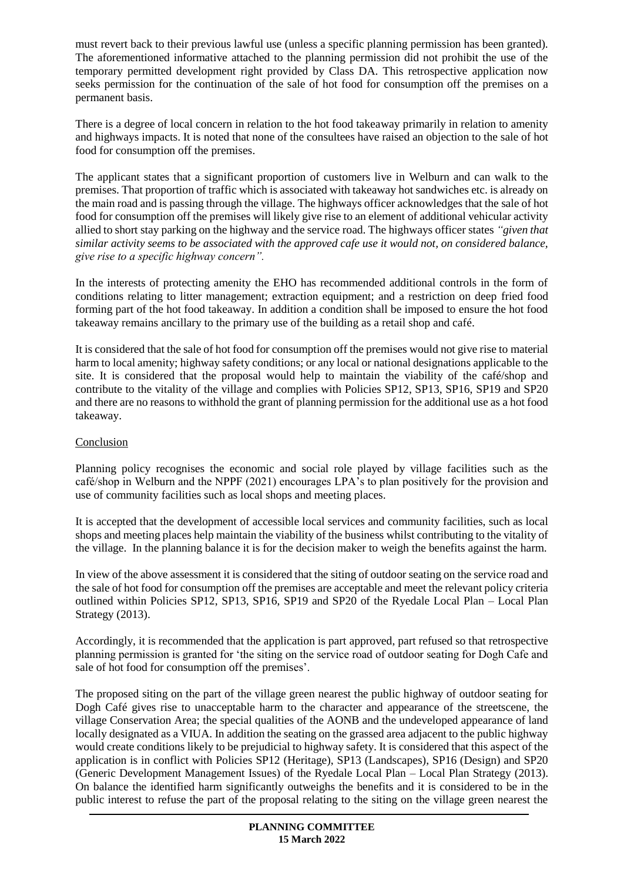must revert back to their previous lawful use (unless a specific planning permission has been granted). The aforementioned informative attached to the planning permission did not prohibit the use of the temporary permitted development right provided by Class DA. This retrospective application now seeks permission for the continuation of the sale of hot food for consumption off the premises on a permanent basis.

There is a degree of local concern in relation to the hot food takeaway primarily in relation to amenity and highways impacts. It is noted that none of the consultees have raised an objection to the sale of hot food for consumption off the premises.

The applicant states that a significant proportion of customers live in Welburn and can walk to the premises. That proportion of traffic which is associated with takeaway hot sandwiches etc. is already on the main road and is passing through the village. The highways officer acknowledges that the sale of hot food for consumption off the premises will likely give rise to an element of additional vehicular activity allied to short stay parking on the highway and the service road. The highways officer states *"given that similar activity seems to be associated with the approved cafe use it would not, on considered balance, give rise to a specific highway concern".*

In the interests of protecting amenity the EHO has recommended additional controls in the form of conditions relating to litter management; extraction equipment; and a restriction on deep fried food forming part of the hot food takeaway. In addition a condition shall be imposed to ensure the hot food takeaway remains ancillary to the primary use of the building as a retail shop and café.

It is considered that the sale of hot food for consumption off the premises would not give rise to material harm to local amenity; highway safety conditions; or any local or national designations applicable to the site. It is considered that the proposal would help to maintain the viability of the café/shop and contribute to the vitality of the village and complies with Policies SP12, SP13, SP16, SP19 and SP20 and there are no reasons to withhold the grant of planning permission for the additional use as a hot food takeaway.

Conclusion

Planning policy recognises the economic and social role played by village facilities such as the café/shop in Welburn and the NPPF (2021) encourages LPA's to plan positively for the provision and use of community facilities such as local shops and meeting places.

It is accepted that the development of accessible local services and community facilities, such as local shops and meeting places help maintain the viability of the business whilst contributing to the vitality of the village. In the planning balance it is for the decision maker to weigh the benefits against the harm.

In view of the above assessment it is considered that the siting of outdoor seating on the service road and the sale of hot food for consumption off the premises are acceptable and meet the relevant policy criteria outlined within Policies SP12, SP13, SP16, SP19 and SP20 of the Ryedale Local Plan – Local Plan Strategy (2013).

Accordingly, it is recommended that the application is part approved, part refused so that retrospective planning permission is granted for 'the siting on the service road of outdoor seating for Dogh Cafe and sale of hot food for consumption off the premises'.

The proposed siting on the part of the village green nearest the public highway of outdoor seating for Dogh Café gives rise to unacceptable harm to the character and appearance of the streetscene, the village Conservation Area; the special qualities of the AONB and the undeveloped appearance of land locally designated as a VIUA. In addition the seating on the grassed area adjacent to the public highway would create conditions likely to be prejudicial to highway safety. It is considered that this aspect of the application is in conflict with Policies SP12 (Heritage), SP13 (Landscapes), SP16 (Design) and SP20 (Generic Development Management Issues) of the Ryedale Local Plan – Local Plan Strategy (2013). On balance the identified harm significantly outweighs the benefits and it is considered to be in the public interest to refuse the part of the proposal relating to the siting on the village green nearest the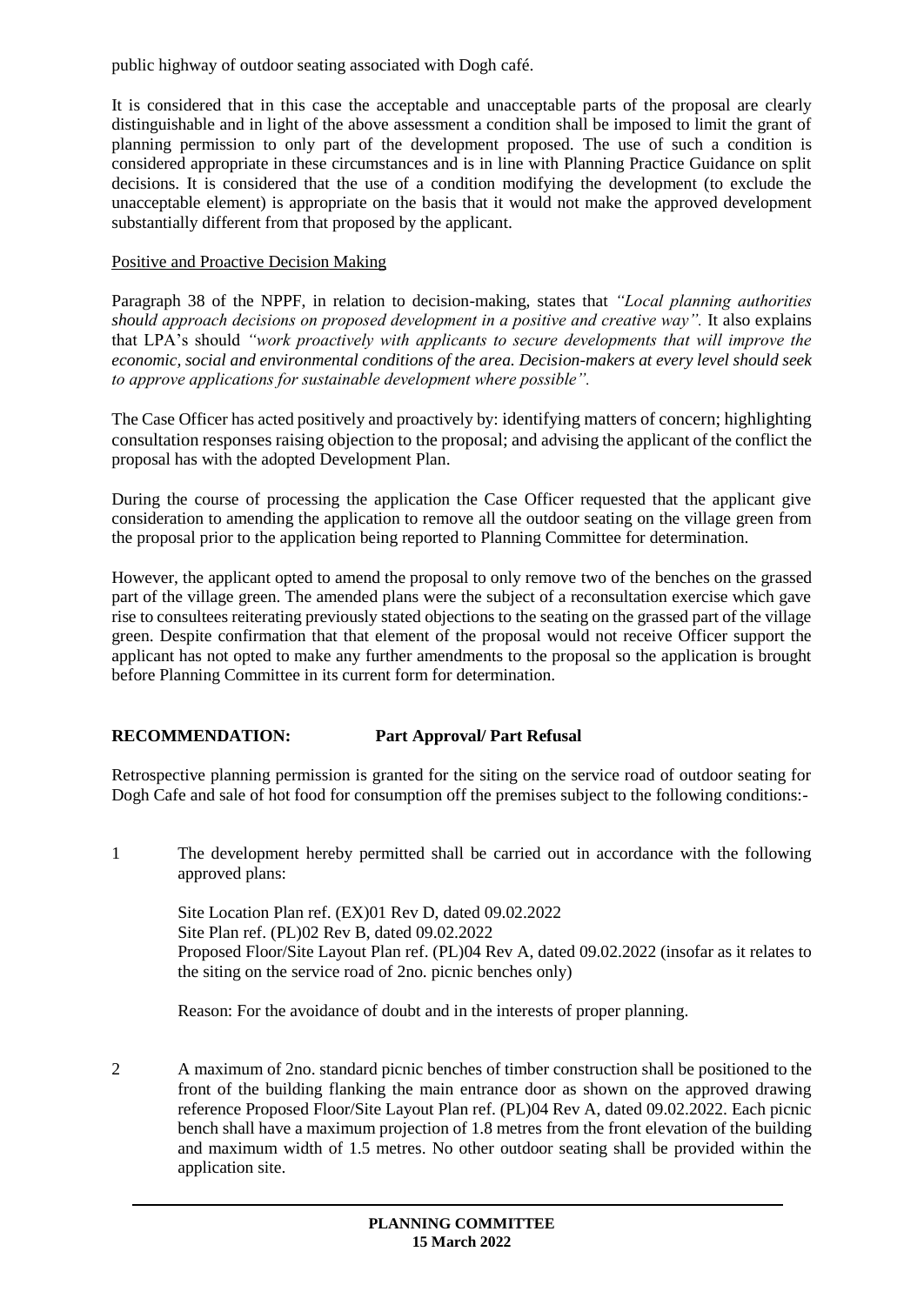public highway of outdoor seating associated with Dogh café.

It is considered that in this case the acceptable and unacceptable parts of the proposal are clearly distinguishable and in light of the above assessment a condition shall be imposed to limit the grant of planning permission to only part of the development proposed. The use of such a condition is considered appropriate in these circumstances and is in line with Planning Practice Guidance on split decisions. It is considered that the use of a condition modifying the development (to exclude the unacceptable element) is appropriate on the basis that it would not make the approved development substantially different from that proposed by the applicant.

Positive and Proactive Decision Making

Paragraph 38 of the NPPF, in relation to decision-making, states that *"Local planning authorities should approach decisions on proposed development in a positive and creative way".* It also explains that LPA's should *"work proactively with applicants to secure developments that will improve the economic, social and environmental conditions of the area. Decision-makers at every level should seek to approve applications for sustainable development where possible".*

The Case Officer has acted positively and proactively by: identifying matters of concern; highlighting consultation responses raising objection to the proposal; and advising the applicant of the conflict the proposal has with the adopted Development Plan.

During the course of processing the application the Case Officer requested that the applicant give consideration to amending the application to remove all the outdoor seating on the village green from the proposal prior to the application being reported to Planning Committee for determination.

However, the applicant opted to amend the proposal to only remove two of the benches on the grassed part of the village green. The amended plans were the subject of a reconsultation exercise which gave rise to consultees reiterating previously stated objections to the seating on the grassed part of the village green. Despite confirmation that that element of the proposal would not receive Officer support the applicant has not opted to make any further amendments to the proposal so the application is brought before Planning Committee in its current form for determination.

**RECOMMENDATION: Part Approval/ Part Refusal**

Retrospective planning permission is granted for the siting on the service road of outdoor seating for Dogh Cafe and sale of hot food for consumption off the premises subject to the following conditions:-

1 The development hereby permitted shall be carried out in accordance with the following approved plans:

Site Location Plan ref. (EX)01 Rev D, dated 09.02.2022
Site Plan ref. (PL)02 Rev B, dated 09.02.2022
Proposed Floor/Site Layout Plan ref. (PL)04 Rev A, dated 09.02.2022 (insofar as it relates to the siting on the service road of 2no. picnic benches only)

Reason: For the avoidance of doubt and in the interests of proper planning.

2 A maximum of 2no. standard picnic benches of timber construction shall be positioned to the front of the building flanking the main entrance door as shown on the approved drawing reference Proposed Floor/Site Layout Plan ref. (PL)04 Rev A, dated 09.02.2022. Each picnic bench shall have a maximum projection of 1.8 metres from the front elevation of the building and maximum width of 1.5 metres. No other outdoor seating shall be provided within the application site.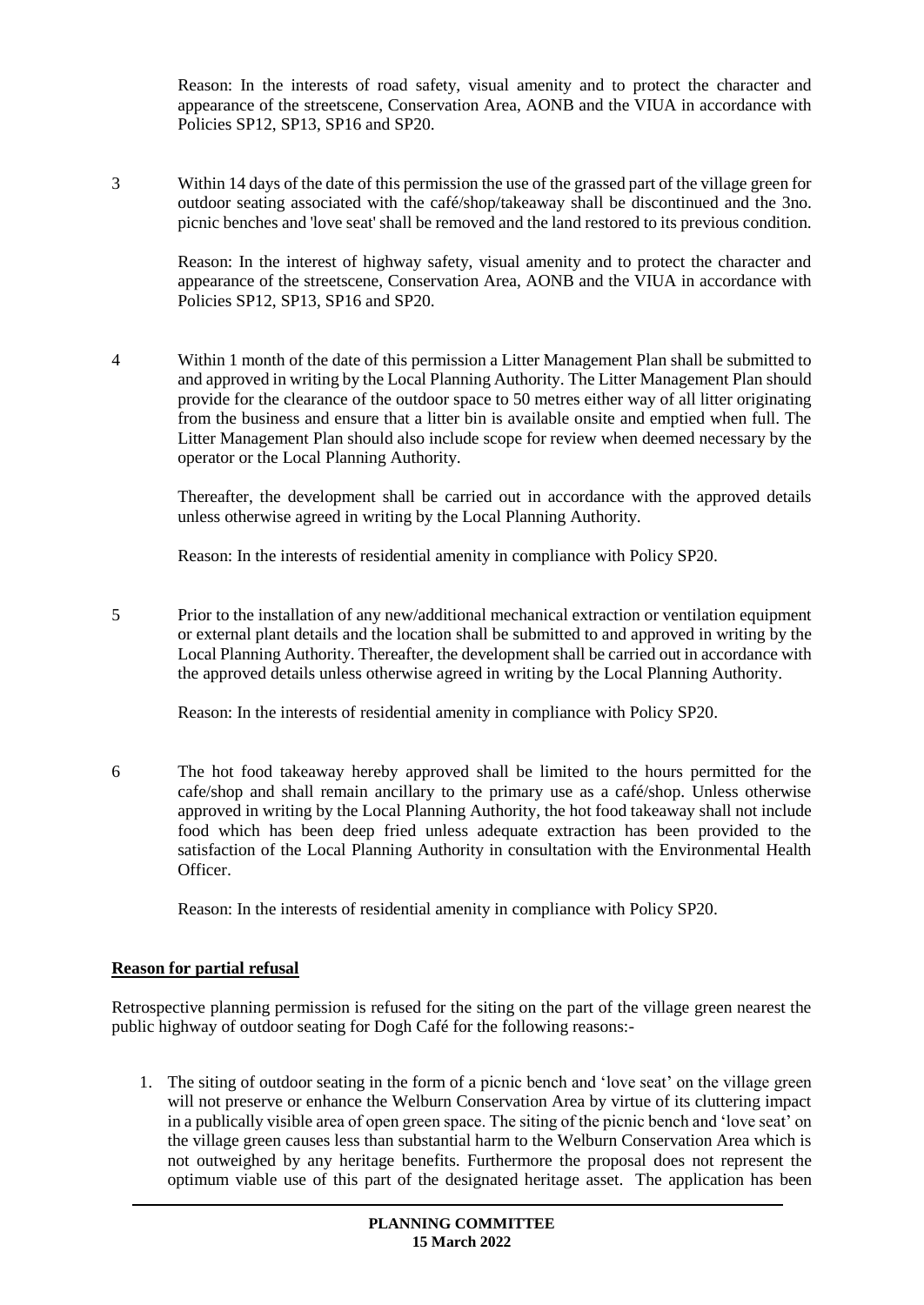Reason: In the interests of road safety, visual amenity and to protect the character and appearance of the streetscene, Conservation Area, AONB and the VIUA in accordance with Policies SP12, SP13, SP16 and SP20.

3 Within 14 days of the date of this permission the use of the grassed part of the village green for outdoor seating associated with the café/shop/takeaway shall be discontinued and the 3no. picnic benches and 'love seat' shall be removed and the land restored to its previous condition.

Reason: In the interest of highway safety, visual amenity and to protect the character and appearance of the streetscene, Conservation Area, AONB and the VIUA in accordance with Policies SP12, SP13, SP16 and SP20.

4 Within 1 month of the date of this permission a Litter Management Plan shall be submitted to and approved in writing by the Local Planning Authority. The Litter Management Plan should provide for the clearance of the outdoor space to 50 metres either way of all litter originating from the business and ensure that a litter bin is available onsite and emptied when full. The Litter Management Plan should also include scope for review when deemed necessary by the operator or the Local Planning Authority.

Thereafter, the development shall be carried out in accordance with the approved details unless otherwise agreed in writing by the Local Planning Authority.

Reason: In the interests of residential amenity in compliance with Policy SP20.

5 Prior to the installation of any new/additional mechanical extraction or ventilation equipment or external plant details and the location shall be submitted to and approved in writing by the Local Planning Authority. Thereafter, the development shall be carried out in accordance with the approved details unless otherwise agreed in writing by the Local Planning Authority.

Reason: In the interests of residential amenity in compliance with Policy SP20.

6 The hot food takeaway hereby approved shall be limited to the hours permitted for the cafe/shop and shall remain ancillary to the primary use as a café/shop. Unless otherwise approved in writing by the Local Planning Authority, the hot food takeaway shall not include food which has been deep fried unless adequate extraction has been provided to the satisfaction of the Local Planning Authority in consultation with the Environmental Health Officer.

Reason: In the interests of residential amenity in compliance with Policy SP20.

**Reason for partial refusal**

Retrospective planning permission is refused for the siting on the part of the village green nearest the public highway of outdoor seating for Dogh Café for the following reasons:-

1. The siting of outdoor seating in the form of a picnic bench and 'love seat' on the village green will not preserve or enhance the Welburn Conservation Area by virtue of its cluttering impact in a publically visible area of open green space. The siting of the picnic bench and 'love seat' on the village green causes less than substantial harm to the Welburn Conservation Area which is not outweighed by any heritage benefits. Furthermore the proposal does not represent the optimum viable use of this part of the designated heritage asset. The application has been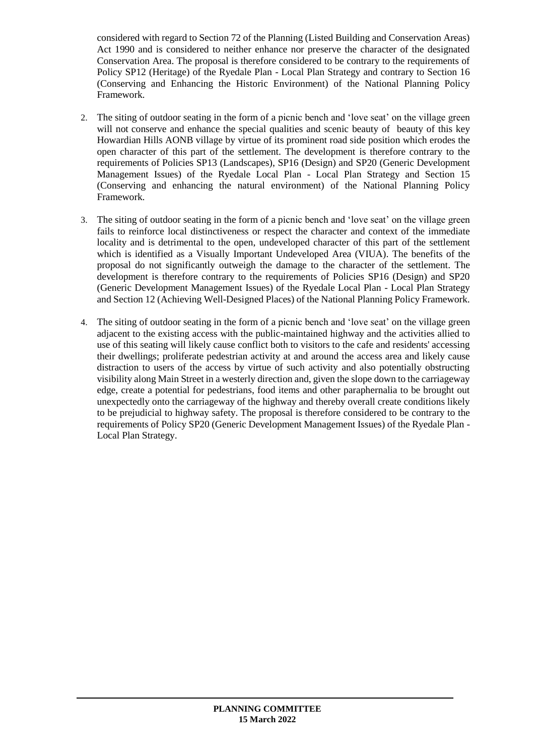considered with regard to Section 72 of the Planning (Listed Building and Conservation Areas) Act 1990 and is considered to neither enhance nor preserve the character of the designated Conservation Area. The proposal is therefore considered to be contrary to the requirements of Policy SP12 (Heritage) of the Ryedale Plan - Local Plan Strategy and contrary to Section 16 (Conserving and Enhancing the Historic Environment) of the National Planning Policy Framework.

2. The siting of outdoor seating in the form of a picnic bench and 'love seat' on the village green will not conserve and enhance the special qualities and scenic beauty of beauty of this key Howardian Hills AONB village by virtue of its prominent road side position which erodes the open character of this part of the settlement. The development is therefore contrary to the requirements of Policies SP13 (Landscapes), SP16 (Design) and SP20 (Generic Development Management Issues) of the Ryedale Local Plan - Local Plan Strategy and Section 15 (Conserving and enhancing the natural environment) of the National Planning Policy Framework.

3. The siting of outdoor seating in the form of a picnic bench and 'love seat' on the village green fails to reinforce local distinctiveness or respect the character and context of the immediate locality and is detrimental to the open, undeveloped character of this part of the settlement which is identified as a Visually Important Undeveloped Area (VIUA). The benefits of the proposal do not significantly outweigh the damage to the character of the settlement. The development is therefore contrary to the requirements of Policies SP16 (Design) and SP20 (Generic Development Management Issues) of the Ryedale Local Plan - Local Plan Strategy and Section 12 (Achieving Well-Designed Places) of the National Planning Policy Framework.

4. The siting of outdoor seating in the form of a picnic bench and 'love seat' on the village green adjacent to the existing access with the public-maintained highway and the activities allied to use of this seating will likely cause conflict both to visitors to the cafe and residents' accessing their dwellings; proliferate pedestrian activity at and around the access area and likely cause distraction to users of the access by virtue of such activity and also potentially obstructing visibility along Main Street in a westerly direction and, given the slope down to the carriageway edge, create a potential for pedestrians, food items and other paraphernalia to be brought out unexpectedly onto the carriageway of the highway and thereby overall create conditions likely to be prejudicial to highway safety. The proposal is therefore considered to be contrary to the requirements of Policy SP20 (Generic Development Management Issues) of the Ryedale Plan - Local Plan Strategy.